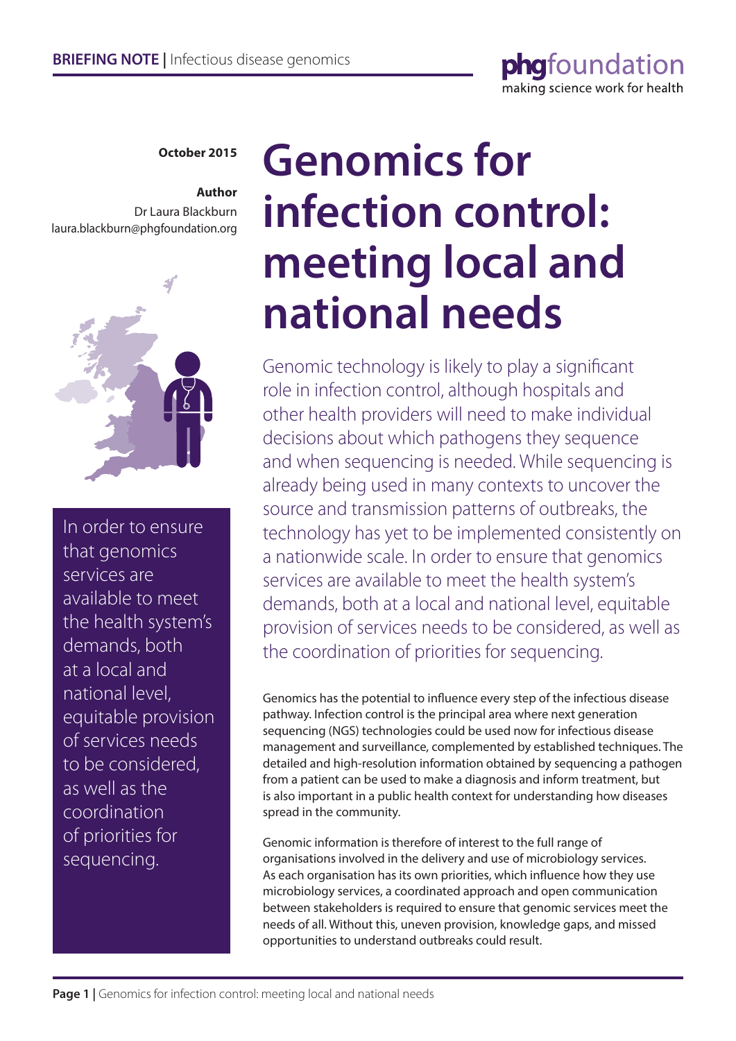**BRIEFING NOTE |** Infectious disease genomics

**October 2015**

**Author**
Dr Laura Blackburn
laura.blackburn@phgfoundation.org

# Genomics for infection control: meeting local and national needs

In order to ensure that genomics services are available to meet the health system's demands, both at a local and national level, equitable provision of services needs to be considered, as well as the coordination of priorities for sequencing.

Genomic technology is likely to play a significant role in infection control, although hospitals and other health providers will need to make individual decisions about which pathogens they sequence and when sequencing is needed. While sequencing is already being used in many contexts to uncover the source and transmission patterns of outbreaks, the technology has yet to be implemented consistently on a nationwide scale. In order to ensure that genomics services are available to meet the health system's demands, both at a local and national level, equitable provision of services needs to be considered, as well as the coordination of priorities for sequencing.

Genomics has the potential to influence every step of the infectious disease pathway. Infection control is the principal area where next generation sequencing (NGS) technologies could be used now for infectious disease management and surveillance, complemented by established techniques. The detailed and high-resolution information obtained by sequencing a pathogen from a patient can be used to make a diagnosis and inform treatment, but is also important in a public health context for understanding how diseases spread in the community.

Genomic information is therefore of interest to the full range of organisations involved in the delivery and use of microbiology services. As each organisation has its own priorities, which influence how they use microbiology services, a coordinated approach and open communication between stakeholders is required to ensure that genomic services meet the needs of all. Without this, uneven provision, knowledge gaps, and missed opportunities to understand outbreaks could result.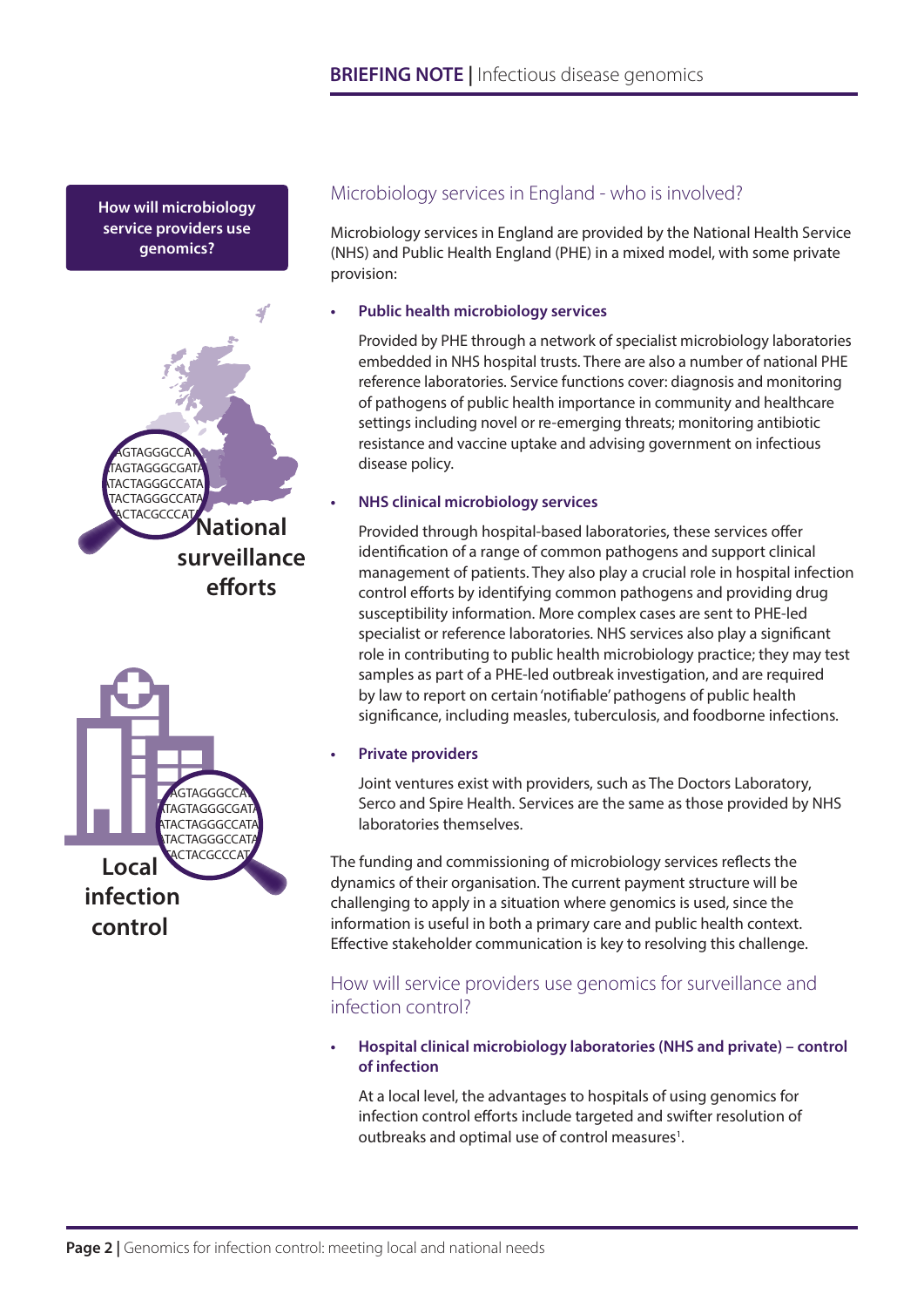**How will microbiology service providers use genomics?**

National surveillance efforts

Local infection control

## Microbiology services in England - who is involved?

Microbiology services in England are provided by the National Health Service (NHS) and Public Health England (PHE) in a mixed model, with some private provision:

- **Public health microbiology services**

  Provided by PHE through a network of specialist microbiology laboratories embedded in NHS hospital trusts. There are also a number of national PHE reference laboratories. Service functions cover: diagnosis and monitoring of pathogens of public health importance in community and healthcare settings including novel or re-emerging threats; monitoring antibiotic resistance and vaccine uptake and advising government on infectious disease policy.

- **NHS clinical microbiology services**

  Provided through hospital-based laboratories, these services offer identification of a range of common pathogens and support clinical management of patients. They also play a crucial role in hospital infection control efforts by identifying common pathogens and providing drug susceptibility information. More complex cases are sent to PHE-led specialist or reference laboratories. NHS services also play a significant role in contributing to public health microbiology practice; they may test samples as part of a PHE-led outbreak investigation, and are required by law to report on certain 'notifiable' pathogens of public health significance, including measles, tuberculosis, and foodborne infections.

- **Private providers**

  Joint ventures exist with providers, such as The Doctors Laboratory, Serco and Spire Health. Services are the same as those provided by NHS laboratories themselves.

The funding and commissioning of microbiology services reflects the dynamics of their organisation. The current payment structure will be challenging to apply in a situation where genomics is used, since the information is useful in both a primary care and public health context. Effective stakeholder communication is key to resolving this challenge.

## How will service providers use genomics for surveillance and infection control?

- **Hospital clinical microbiology laboratories (NHS and private) – control of infection**

  At a local level, the advantages to hospitals of using genomics for infection control efforts include targeted and swifter resolution of outbreaks and optimal use of control measures[1].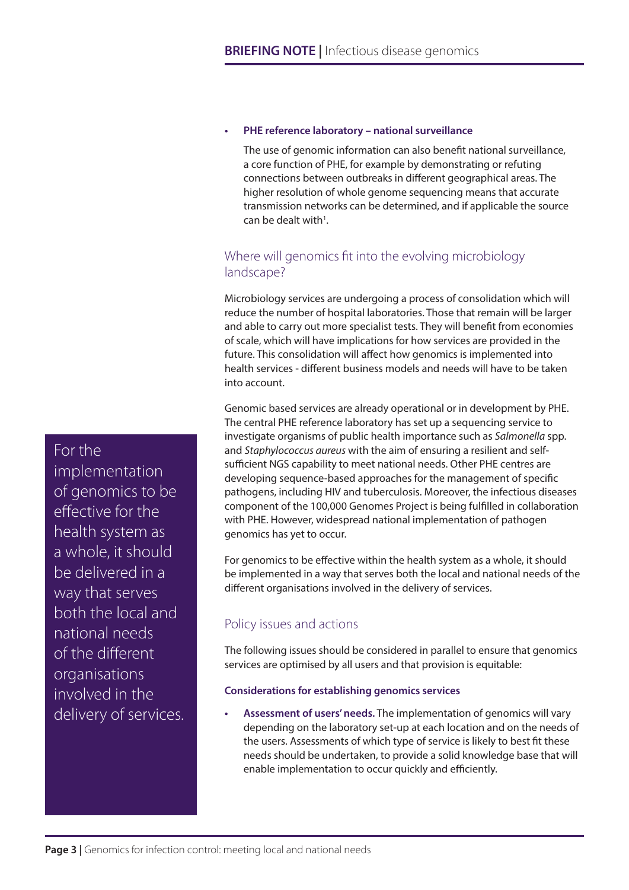- **PHE reference laboratory – national surveillance**

  The use of genomic information can also benefit national surveillance, a core function of PHE, for example by demonstrating or refuting connections between outbreaks in different geographical areas. The higher resolution of whole genome sequencing means that accurate transmission networks can be determined, and if applicable the source can be dealt with[1].

## Where will genomics fit into the evolving microbiology landscape?

Microbiology services are undergoing a process of consolidation which will reduce the number of hospital laboratories. Those that remain will be larger and able to carry out more specialist tests. They will benefit from economies of scale, which will have implications for how services are provided in the future. This consolidation will affect how genomics is implemented into health services - different business models and needs will have to be taken into account.

Genomic based services are already operational or in development by PHE. The central PHE reference laboratory has set up a sequencing service to investigate organisms of public health importance such as *Salmonella* spp. and *Staphylococcus aureus* with the aim of ensuring a resilient and self-sufficient NGS capability to meet national needs. Other PHE centres are developing sequence-based approaches for the management of specific pathogens, including HIV and tuberculosis. Moreover, the infectious diseases component of the 100,000 Genomes Project is being fulfilled in collaboration with PHE. However, widespread national implementation of pathogen genomics has yet to occur.

> For the implementation of genomics to be effective for the health system as a whole, it should be delivered in a way that serves both the local and national needs of the different organisations involved in the delivery of services.

For genomics to be effective within the health system as a whole, it should be implemented in a way that serves both the local and national needs of the different organisations involved in the delivery of services.

## Policy issues and actions

The following issues should be considered in parallel to ensure that genomics services are optimised by all users and that provision is equitable:

### Considerations for establishing genomics services

- **Assessment of users' needs.** The implementation of genomics will vary depending on the laboratory set-up at each location and on the needs of the users. Assessments of which type of service is likely to best fit these needs should be undertaken, to provide a solid knowledge base that will enable implementation to occur quickly and efficiently.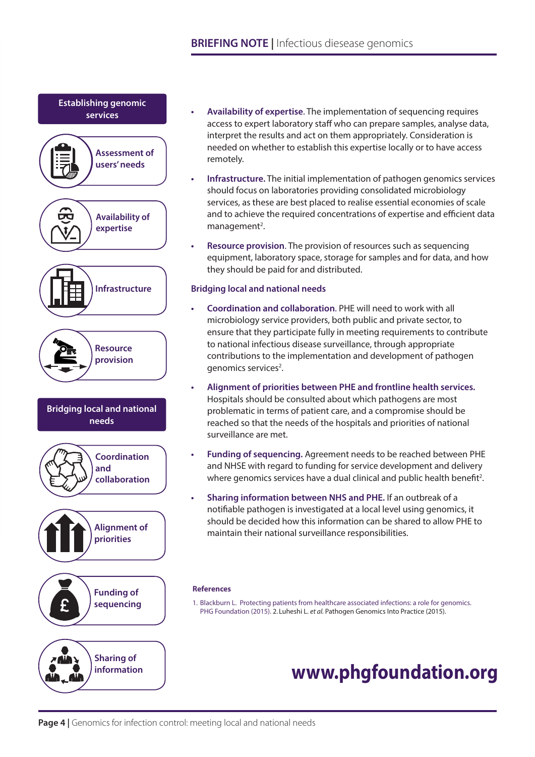**Establishing genomic services**

- Assessment of users' needs
- Availability of expertise
- Infrastructure
- Resource provision

**Bridging local and national needs**

- Coordination and collaboration
- Alignment of priorities
- Funding of sequencing
- Sharing of information

- **Availability of expertise**. The implementation of sequencing requires access to expert laboratory staff who can prepare samples, analyse data, interpret the results and act on them appropriately. Consideration is needed on whether to establish this expertise locally or to have access remotely.

- **Infrastructure.** The initial implementation of pathogen genomics services should focus on laboratories providing consolidated microbiology services, as these are best placed to realise essential economies of scale and to achieve the required concentrations of expertise and efficient data management[2].

- **Resource provision**. The provision of resources such as sequencing equipment, laboratory space, storage for samples and for data, and how they should be paid for and distributed.

### Bridging local and national needs

- **Coordination and collaboration**. PHE will need to work with all microbiology service providers, both public and private sector, to ensure that they participate fully in meeting requirements to contribute to national infectious disease surveillance, through appropriate contributions to the implementation and development of pathogen genomics services[2].

- **Alignment of priorities between PHE and frontline health services.** Hospitals should be consulted about which pathogens are most problematic in terms of patient care, and a compromise should be reached so that the needs of the hospitals and priorities of national surveillance are met.

- **Funding of sequencing.** Agreement needs to be reached between PHE and NHSE with regard to funding for service development and delivery where genomics services have a dual clinical and public health benefit[2].

- **Sharing information between NHS and PHE.** If an outbreak of a notifiable pathogen is investigated at a local level using genomics, it should be decided how this information can be shared to allow PHE to maintain their national surveillance responsibilities.

#### References

1. Blackburn L. Protecting patients from healthcare associated infections: a role for genomics. PHG Foundation (2015). 2. Luheshi L. *et al.* Pathogen Genomics Into Practice (2015).

**www.phgfoundation.org**